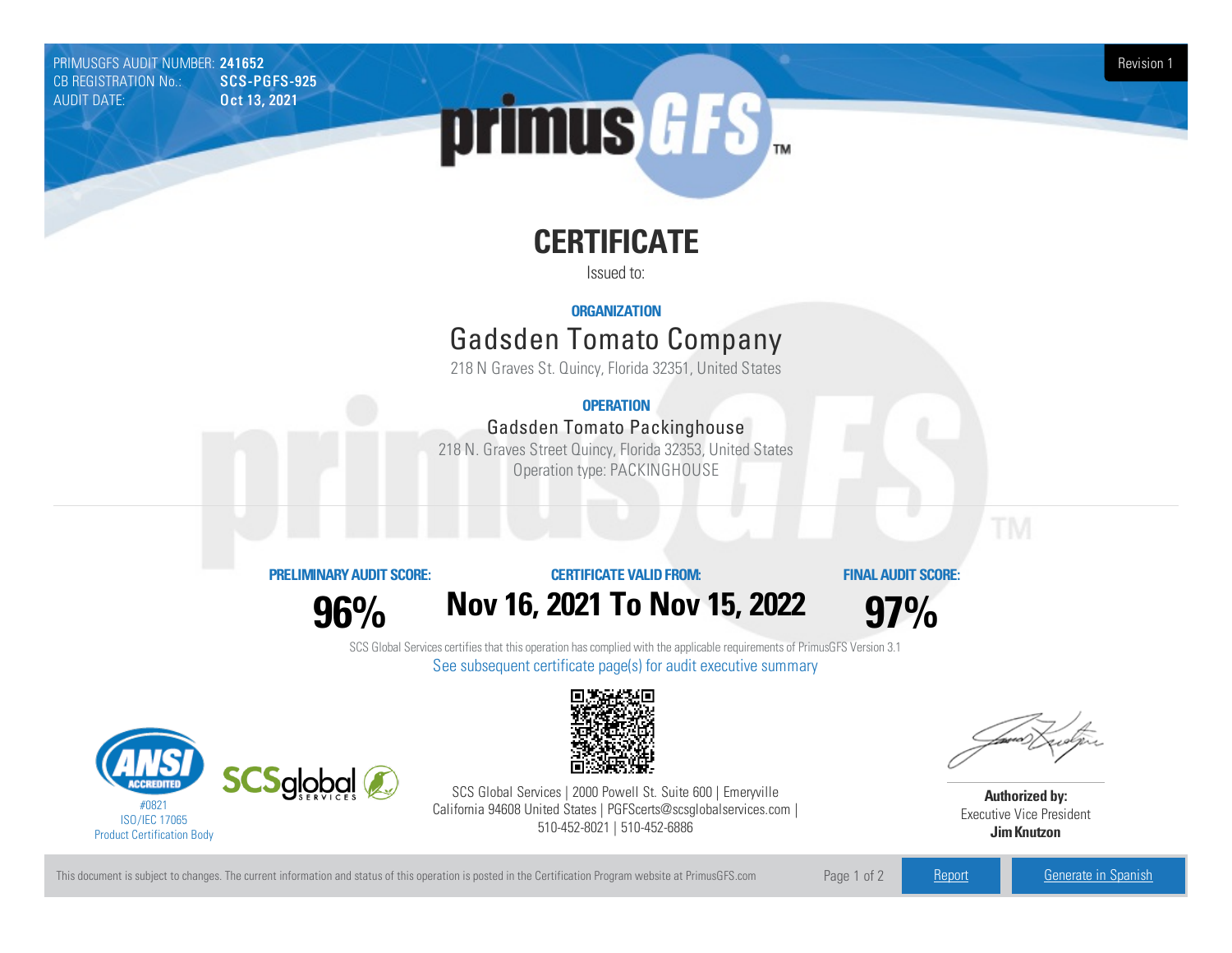PRIMUSGFS AUDIT NUMBER: **241652**
CB REGISTRATION No.: **SCS-PGFS-925**
AUDIT DATE: **Oct 13, 2021**

Revision 1

# CERTIFICATE

Issued to:

**ORGANIZATION**

## Gadsden Tomato Company

218 N Graves St. Quincy, Florida 32351, United States

**OPERATION**

### Gadsden Tomato Packinghouse

218 N. Graves Street Quincy, Florida 32353, United States
Operation type: PACKINGHOUSE

| PRELIMINARY AUDIT SCORE: | CERTIFICATE VALID FROM: | FINAL AUDIT SCORE: |
|---|---|---|
| **96%** | **Nov 16, 2021 To Nov 15, 2022** | **97%** |

SCS Global Services certifies that this operation has complied with the applicable requirements of PrimusGFS Version 3.1

See subsequent certificate page(s) for audit executive summary

#0821
ISO/IEC 17065
Product Certification Body

SCS Global Services | 2000 Powell St. Suite 600 | Emeryville California 94608 United States | PGFScerts@scsglobalservices.com | 510-452-8021 | 510-452-6886

**Authorized by:**
Executive Vice President
**Jim Knutzon**

This document is subject to changes. The current information and status of this operation is posted in the Certification Program website at PrimusGFS.com

Report | Generate in Spanish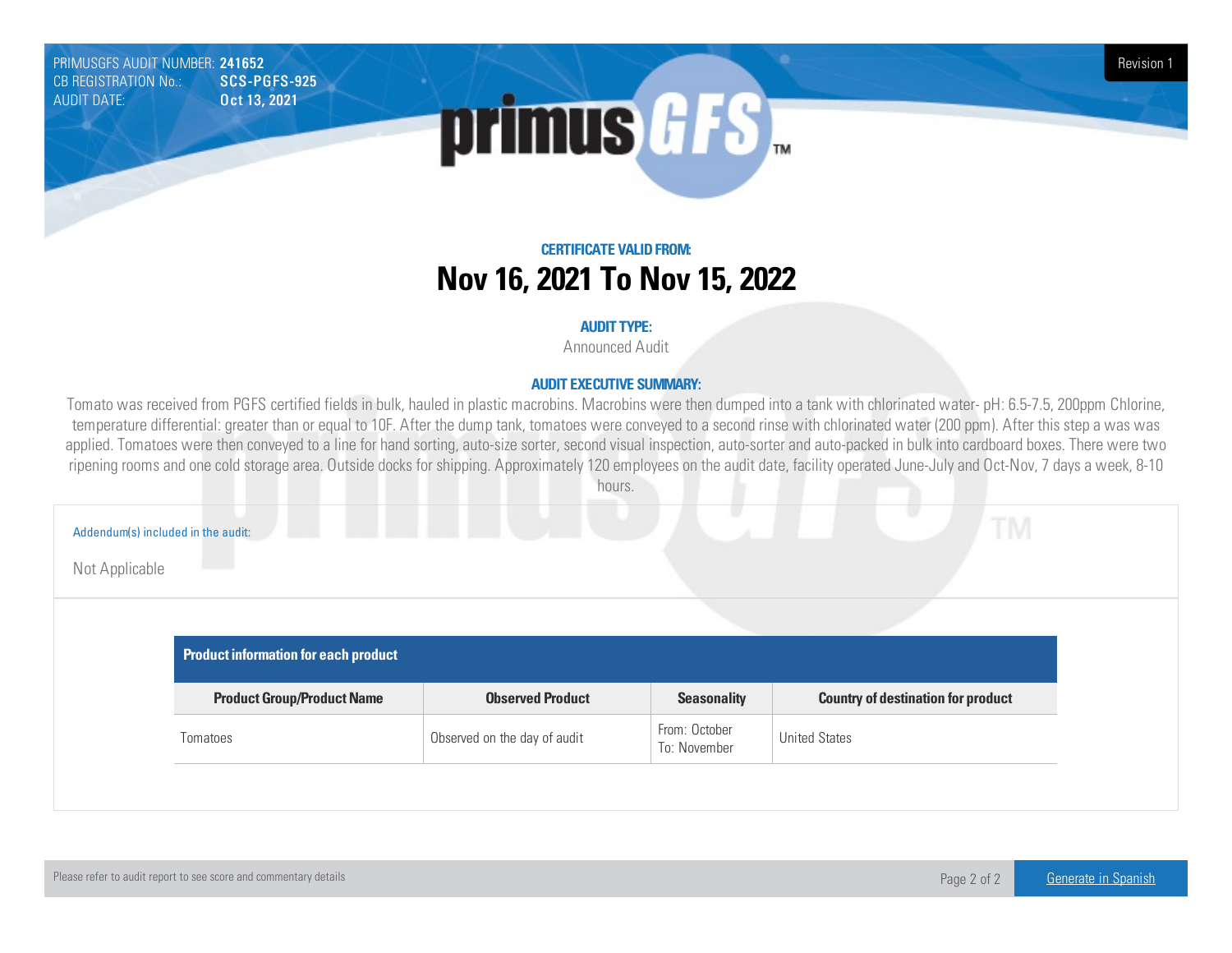PRIMUSGFS AUDIT NUMBER: **241652**
CB REGISTRATION No.: **SCS-PGFS-925**
AUDIT DATE: **Oct 13, 2021**

Revision 1

**CERTIFICATE VALID FROM:**

# Nov 16, 2021 To Nov 15, 2022

**AUDIT TYPE:**

Announced Audit

**AUDIT EXECUTIVE SUMMARY:**

Tomato was received from PGFS certified fields in bulk, hauled in plastic macrobins. Macrobins were then dumped into a tank with chlorinated water- pH: 6.5-7.5, 200ppm Chlorine, temperature differential: greater than or equal to 10F. After the dump tank, tomatoes were conveyed to a second rinse with chlorinated water (200 ppm). After this step a was was applied. Tomatoes were then conveyed to a line for hand sorting, auto-size sorter, second visual inspection, auto-sorter and auto-packed in bulk into cardboard boxes. There were two ripening rooms and one cold storage area. Outside docks for shipping. Approximately 120 employees on the audit date, facility operated June-July and Oct-Nov, 7 days a week, 8-10 hours.

Addendum(s) included in the audit:

Not Applicable

**Product information for each product**

| Product Group/Product Name | Observed Product | Seasonality | Country of destination for product |
|---|---|---|---|
| Tomatoes | Observed on the day of audit | From: October<br>To: November | United States |

Please refer to audit report to see score and commentary details

Generate in Spanish